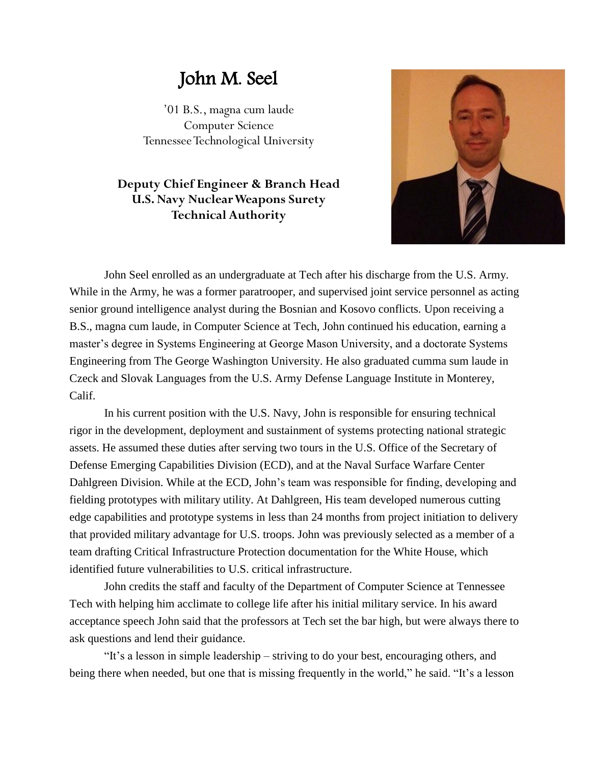# John M. Seel

'01 B.S., magna cum laude
Computer Science
Tennessee Technological University

**Deputy Chief Engineer & Branch Head**
**U.S. Navy Nuclear Weapons Surety**
**Technical Authority**

John Seel enrolled as an undergraduate at Tech after his discharge from the U.S. Army. While in the Army, he was a former paratrooper, and supervised joint service personnel as acting senior ground intelligence analyst during the Bosnian and Kosovo conflicts. Upon receiving a B.S., magna cum laude, in Computer Science at Tech, John continued his education, earning a master's degree in Systems Engineering at George Mason University, and a doctorate Systems Engineering from The George Washington University. He also graduated cumma sum laude in Czeck and Slovak Languages from the U.S. Army Defense Language Institute in Monterey, Calif.

In his current position with the U.S. Navy, John is responsible for ensuring technical rigor in the development, deployment and sustainment of systems protecting national strategic assets. He assumed these duties after serving two tours in the U.S. Office of the Secretary of Defense Emerging Capabilities Division (ECD), and at the Naval Surface Warfare Center Dahlgreen Division. While at the ECD, John's team was responsible for finding, developing and fielding prototypes with military utility. At Dahlgreen, His team developed numerous cutting edge capabilities and prototype systems in less than 24 months from project initiation to delivery that provided military advantage for U.S. troops. John was previously selected as a member of a team drafting Critical Infrastructure Protection documentation for the White House, which identified future vulnerabilities to U.S. critical infrastructure.

John credits the staff and faculty of the Department of Computer Science at Tennessee Tech with helping him acclimate to college life after his initial military service. In his award acceptance speech John said that the professors at Tech set the bar high, but were always there to ask questions and lend their guidance.

"It's a lesson in simple leadership – striving to do your best, encouraging others, and being there when needed, but one that is missing frequently in the world," he said. "It's a lesson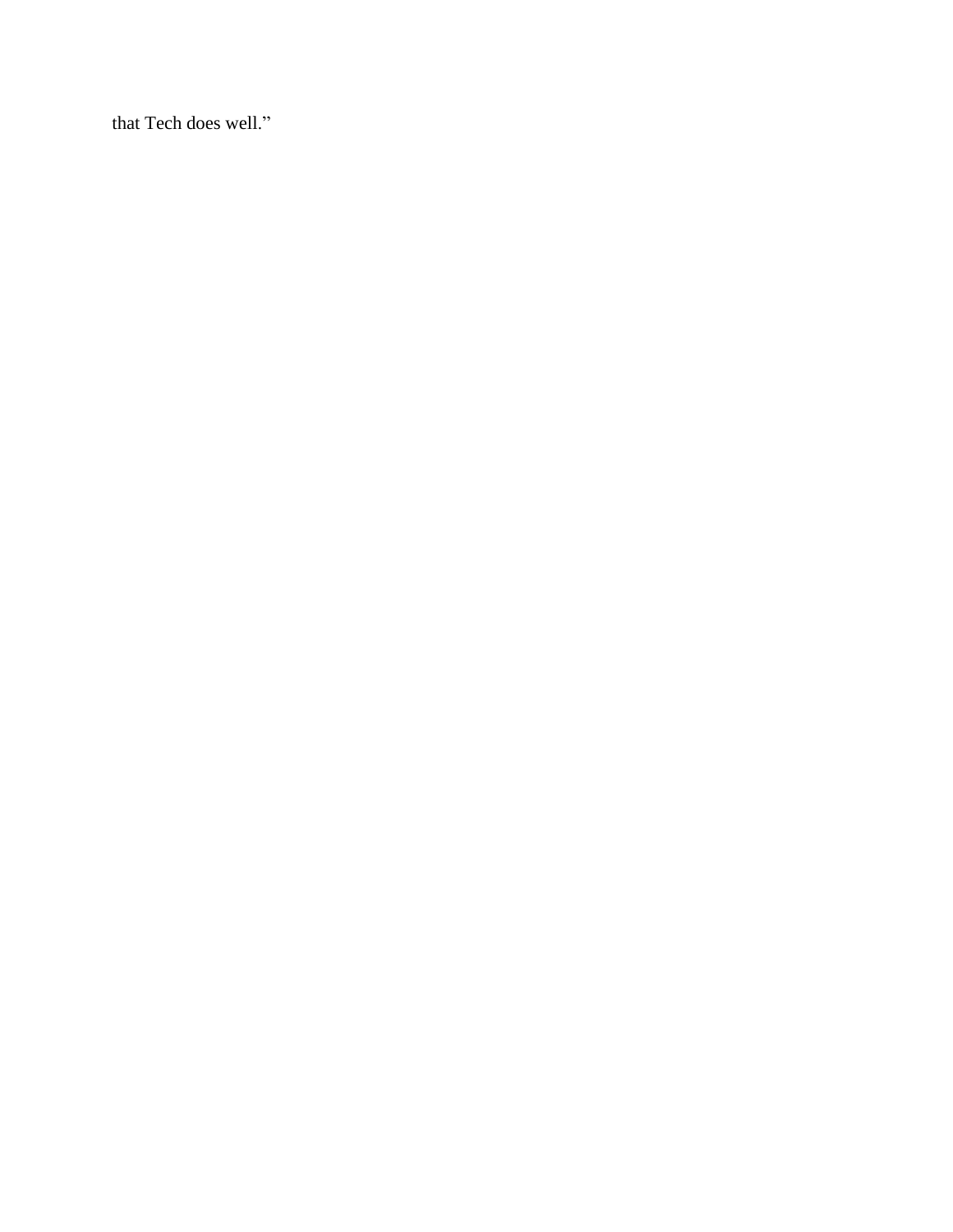that Tech does well."